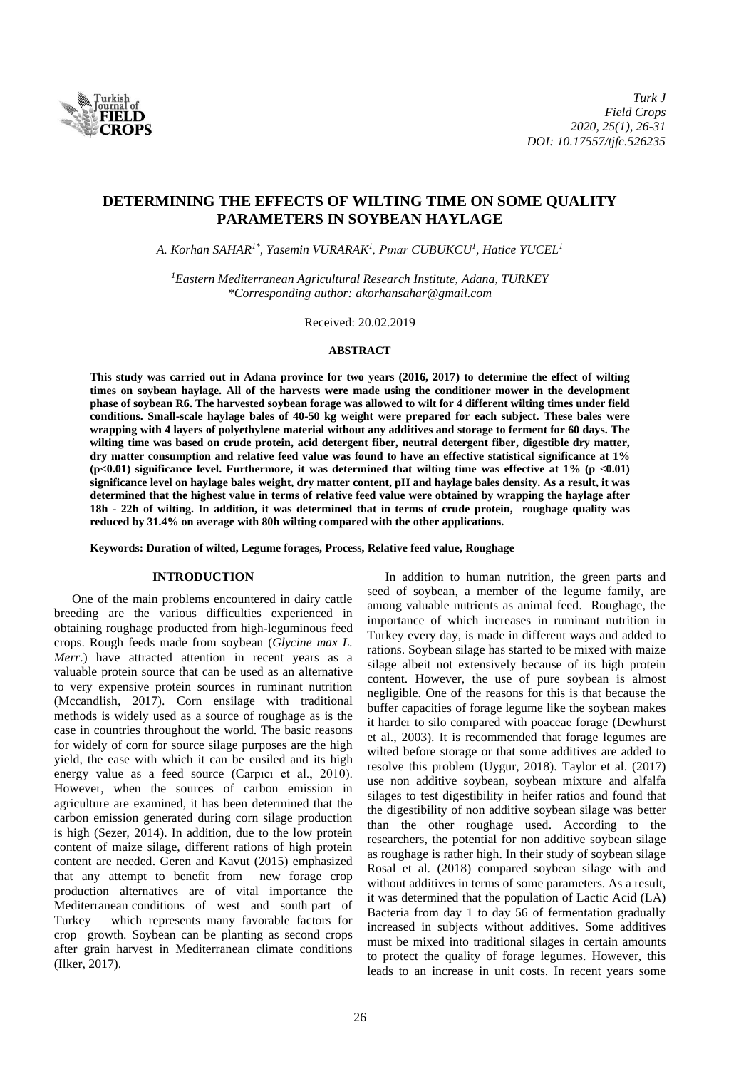# DETERMINING THE EFFECTS OF WILTING TIME ON SOME QUALITY PARAMETERS IN SOYBEAN HAYLAGE

*A. Korhan SAHAR[1*], Yasemin VURARAK[1], Pınar CUBUKCU[1], Hatice YUCEL[1]*

*[1]Eastern Mediterranean Agricultural Research Institute, Adana, TURKEY*
*\*Corresponding author: akorhansahar@gmail.com*

Received: 20.02.2019

## ABSTRACT

**This study was carried out in Adana province for two years (2016, 2017) to determine the effect of wilting times on soybean haylage. All of the harvests were made using the conditioner mower in the development phase of soybean R6. The harvested soybean forage was allowed to wilt for 4 different wilting times under field conditions. Small-scale haylage bales of 40-50 kg weight were prepared for each subject. These bales were wrapping with 4 layers of polyethylene material without any additives and storage to ferment for 60 days. The wilting time was based on crude protein, acid detergent fiber, neutral detergent fiber, digestible dry matter, dry matter consumption and relative feed value was found to have an effective statistical significance at 1% ($p<0.01$) significance level. Furthermore, it was determined that wilting time was effective at 1% ($p<0.01$) significance level on haylage bales weight, dry matter content, pH and haylage bales density. As a result, it was determined that the highest value in terms of relative feed value were obtained by wrapping the haylage after 18h - 22h of wilting. In addition, it was determined that in terms of crude protein, roughage quality was reduced by 31.4% on average with 80h wilting compared with the other applications.**

**Keywords: Duration of wilted, Legume forages, Process, Relative feed value, Roughage**

## INTRODUCTION

One of the main problems encountered in dairy cattle breeding are the various difficulties experienced in obtaining roughage producted from high-leguminous feed crops. Rough feeds made from soybean (*Glycine max L. Merr*.) have attracted attention in recent years as a valuable protein source that can be used as an alternative to very expensive protein sources in ruminant nutrition (Mccandlish, 2017). Corn ensilage with traditional methods is widely used as a source of roughage as is the case in countries throughout the world. The basic reasons for widely of corn for source silage purposes are the high yield, the ease with which it can be ensiled and its high energy value as a feed source (Carpıcı et al., 2010). However, when the sources of carbon emission in agriculture are examined, it has been determined that the carbon emission generated during corn silage production is high (Sezer, 2014). In addition, due to the low protein content of maize silage, different rations of high protein content are needed. Geren and Kavut (2015) emphasized that any attempt to benefit from new forage crop production alternatives are of vital importance the Mediterranean conditions of west and south part of Turkey which represents many favorable factors for crop growth. Soybean can be planting as second crops after grain harvest in Mediterranean climate conditions (Ilker, 2017).

In addition to human nutrition, the green parts and seed of soybean, a member of the legume family, are among valuable nutrients as animal feed. Roughage, the importance of which increases in ruminant nutrition in Turkey every day, is made in different ways and added to rations. Soybean silage has started to be mixed with maize silage albeit not extensively because of its high protein content. However, the use of pure soybean is almost negligible. One of the reasons for this is that because the buffer capacities of forage legume like the soybean makes it harder to silo compared with poaceae forage (Dewhurst et al., 2003). It is recommended that forage legumes are wilted before storage or that some additives are added to resolve this problem (Uygur, 2018). Taylor et al. (2017) use non additive soybean, soybean mixture and alfalfa silages to test digestibility in heifer ratios and found that the digestibility of non additive soybean silage was better than the other roughage used. According to the researchers, the potential for non additive soybean silage as roughage is rather high. In their study of soybean silage Rosal et al. (2018) compared soybean silage with and without additives in terms of some parameters. As a result, it was determined that the population of Lactic Acid (LA) Bacteria from day 1 to day 56 of fermentation gradually increased in subjects without additives. Some additives must be mixed into traditional silages in certain amounts to protect the quality of forage legumes. However, this leads to an increase in unit costs. In recent years some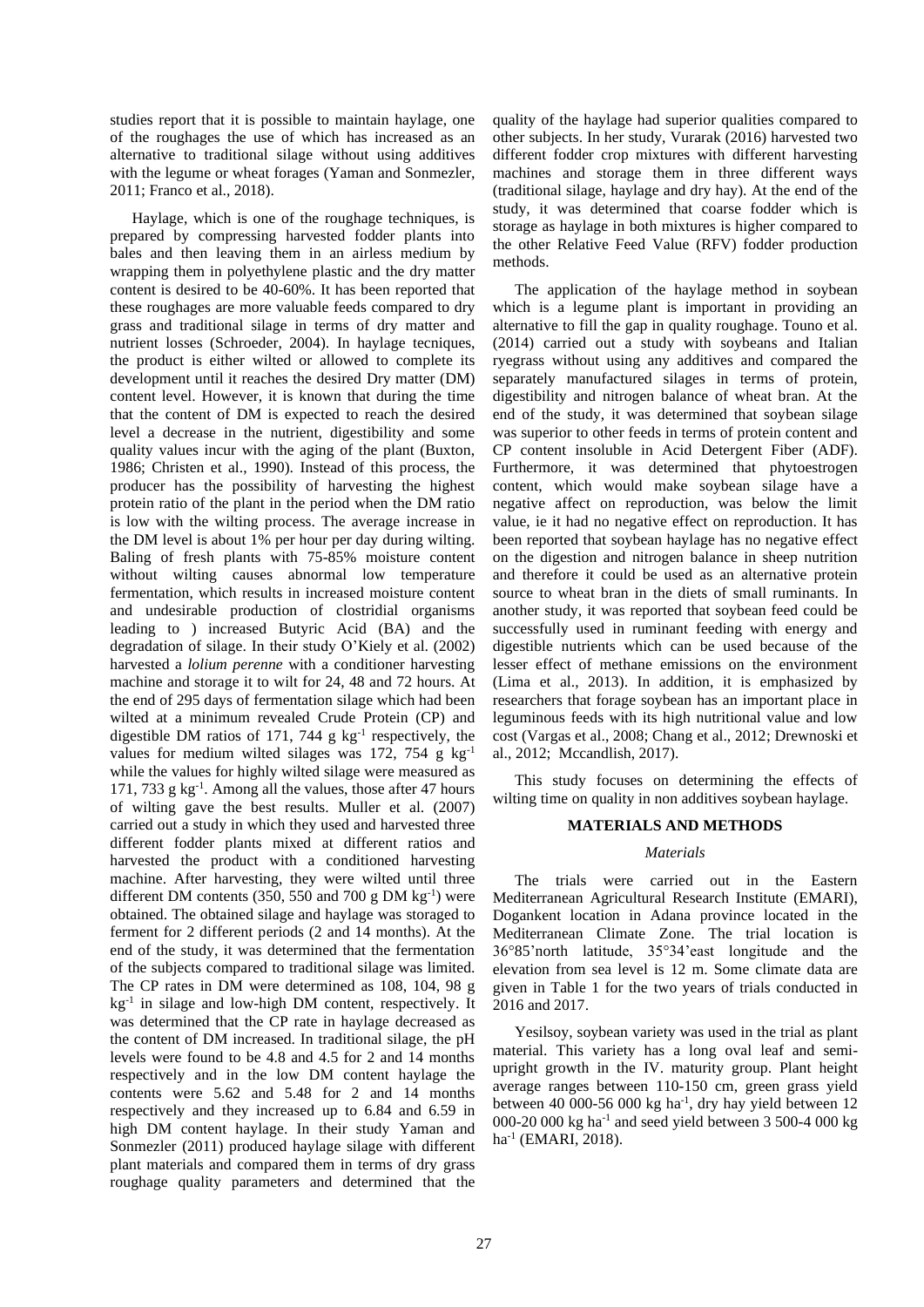studies report that it is possible to maintain haylage, one of the roughages the use of which has increased as an alternative to traditional silage without using additives with the legume or wheat forages (Yaman and Sonmezler, 2011; Franco et al., 2018).

Haylage, which is one of the roughage techniques, is prepared by compressing harvested fodder plants into bales and then leaving them in an airless medium by wrapping them in polyethylene plastic and the dry matter content is desired to be 40-60%. It has been reported that these roughages are more valuable feeds compared to dry grass and traditional silage in terms of dry matter and nutrient losses (Schroeder, 2004). In haylage tecniques, the product is either wilted or allowed to complete its development until it reaches the desired Dry matter (DM) content level. However, it is known that during the time that the content of DM is expected to reach the desired level a decrease in the nutrient, digestibility and some quality values incur with the aging of the plant (Buxton, 1986; Christen et al., 1990). Instead of this process, the producer has the possibility of harvesting the highest protein ratio of the plant in the period when the DM ratio is low with the wilting process. The average increase in the DM level is about 1% per hour per day during wilting. Baling of fresh plants with 75-85% moisture content without wilting causes abnormal low temperature fermentation, which results in increased moisture content and undesirable production of clostridial organisms leading to ) increased Butyric Acid (BA) and the degradation of silage. In their study O'Kiely et al. (2002) harvested a *lolium perenne* with a conditioner harvesting machine and storage it to wilt for 24, 48 and 72 hours. At the end of 295 days of fermentation silage which had been wilted at a minimum revealed Crude Protein (CP) and digestible DM ratios of 171, 744 g kg$^{-1}$ respectively, the values for medium wilted silages was 172, 754 g kg$^{-1}$ while the values for highly wilted silage were measured as 171, 733 g kg$^{-1}$. Among all the values, those after 47 hours of wilting gave the best results. Muller et al. (2007) carried out a study in which they used and harvested three different fodder plants mixed at different ratios and harvested the product with a conditioned harvesting machine. After harvesting, they were wilted until three different DM contents (350, 550 and 700 g DM kg$^{-1}$) were obtained. The obtained silage and haylage was storaged to ferment for 2 different periods (2 and 14 months). At the end of the study, it was determined that the fermentation of the subjects compared to traditional silage was limited. The CP rates in DM were determined as 108, 104, 98 g kg$^{-1}$ in silage and low-high DM content, respectively. It was determined that the CP rate in haylage decreased as the content of DM increased. In traditional silage, the pH levels were found to be 4.8 and 4.5 for 2 and 14 months respectively and in the low DM content haylage the contents were 5.62 and 5.48 for 2 and 14 months respectively and they increased up to 6.84 and 6.59 in high DM content haylage. In their study Yaman and Sonmezler (2011) produced haylage silage with different plant materials and compared them in terms of dry grass roughage quality parameters and determined that the quality of the haylage had superior qualities compared to other subjects. In her study, Vurarak (2016) harvested two different fodder crop mixtures with different harvesting machines and storage them in three different ways (traditional silage, haylage and dry hay). At the end of the study, it was determined that coarse fodder which is storage as haylage in both mixtures is higher compared to the other Relative Feed Value (RFV) fodder production methods.

The application of the haylage method in soybean which is a legume plant is important in providing an alternative to fill the gap in quality roughage. Touno et al. (2014) carried out a study with soybeans and Italian ryegrass without using any additives and compared the separately manufactured silages in terms of protein, digestibility and nitrogen balance of wheat bran. At the end of the study, it was determined that soybean silage was superior to other feeds in terms of protein content and CP content insoluble in Acid Detergent Fiber (ADF). Furthermore, it was determined that phytoestrogen content, which would make soybean silage have a negative affect on reproduction, was below the limit value, ie it had no negative effect on reproduction. It has been reported that soybean haylage has no negative effect on the digestion and nitrogen balance in sheep nutrition and therefore it could be used as an alternative protein source to wheat bran in the diets of small ruminants. In another study, it was reported that soybean feed could be successfully used in ruminant feeding with energy and digestible nutrients which can be used because of the lesser effect of methane emissions on the environment (Lima et al., 2013). In addition, it is emphasized by researchers that forage soybean has an important place in leguminous feeds with its high nutritional value and low cost (Vargas et al., 2008; Chang et al., 2012; Drewnoski et al., 2012; Mccandlish, 2017).

This study focuses on determining the effects of wilting time on quality in non additives soybean haylage.

## MATERIALS AND METHODS

### *Materials*

The trials were carried out in the Eastern Mediterranean Agricultural Research Institute (EMARI), Dogankent location in Adana province located in the Mediterranean Climate Zone. The trial location is 36°85'north latitude, 35°34'east longitude and the elevation from sea level is 12 m. Some climate data are given in Table 1 for the two years of trials conducted in 2016 and 2017.

Yesilsoy, soybean variety was used in the trial as plant material. This variety has a long oval leaf and semi-upright growth in the IV. maturity group. Plant height average ranges between 110-150 cm, green grass yield between 40 000-56 000 kg ha$^{-1}$, dry hay yield between 12 000-20 000 kg ha$^{-1}$ and seed yield between 3 500-4 000 kg ha$^{-1}$ (EMARI, 2018).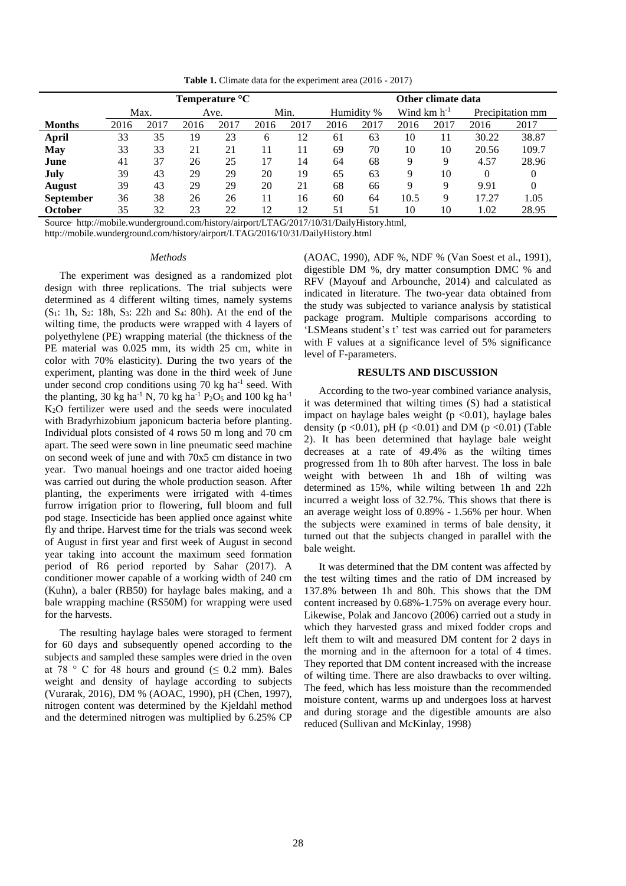**Table 1.** Climate data for the experiment area (2016 - 2017)

| | Temperature °C | | | | | | Other climate data | | | | | |
|---|---|---|---|---|---|---|---|---|---|---|---|---|
| | Max. | | Ave. | | Min. | | Humidity % | | Wind km $h^{-1}$ | | Precipitation mm | |
| **Months** | 2016 | 2017 | 2016 | 2017 | 2016 | 2017 | 2016 | 2017 | 2016 | 2017 | 2016 | 2017 |
| **April** | 33 | 35 | 19 | 23 | 6 | 12 | 61 | 63 | 10 | 11 | 30.22 | 38.87 |
| **May** | 33 | 33 | 21 | 21 | 11 | 11 | 69 | 70 | 10 | 10 | 20.56 | 109.7 |
| **June** | 41 | 37 | 26 | 25 | 17 | 14 | 64 | 68 | 9 | 9 | 4.57 | 28.96 |
| **July** | 39 | 43 | 29 | 29 | 20 | 19 | 65 | 63 | 9 | 10 | 0 | 0 |
| **August** | 39 | 43 | 29 | 29 | 20 | 21 | 68 | 66 | 9 | 9 | 9.91 | 0 |
| **September** | 36 | 38 | 26 | 26 | 11 | 16 | 60 | 64 | 10.5 | 9 | 17.27 | 1.05 |
| **October** | 35 | 32 | 23 | 22 | 12 | 12 | 51 | 51 | 10 | 10 | 1.02 | 28.95 |

Source: http://mobile.wunderground.com/history/airport/LTAG/2017/10/31/DailyHistory.html, http://mobile.wunderground.com/history/airport/LTAG/2016/10/31/DailyHistory.html

### *Methods*

The experiment was designed as a randomized plot design with three replications. The trial subjects were determined as 4 different wilting times, namely systems ($S_1$: 1h, $S_2$: 18h, $S_3$: 22h and $S_4$: 80h). At the end of the wilting time, the products were wrapped with 4 layers of polyethylene (PE) wrapping material (the thickness of the PE material was 0.025 mm, its width 25 cm, white in color with 70% elasticity). During the two years of the experiment, planting was done in the third week of June under second crop conditions using 70 kg $ha^{-1}$ seed. With the planting, 30 kg $ha^{-1}$ N, 70 kg $ha^{-1}$ $P_2O_5$ and 100 kg $ha^{-1}$ $K_2O$ fertilizer were used and the seeds were inoculated with Bradyrhizobium japonicum bacteria before planting. Individual plots consisted of 4 rows 50 m long and 70 cm apart. The seed were sown in line pneumatic seed machine on second week of june and with 70x5 cm distance in two year. Two manual hoeings and one tractor aided hoeing was carried out during the whole production season. After planting, the experiments were irrigated with 4-times furrow irrigation prior to flowering, full bloom and full pod stage. Insecticide has been applied once against white fly and thripe. Harvest time for the trials was second week of August in first year and first week of August in second year taking into account the maximum seed formation period of R6 period reported by Sahar (2017). A conditioner mower capable of a working width of 240 cm (Kuhn), a baler (RB50) for haylage bales making, and a bale wrapping machine (RS50M) for wrapping were used for the harvests.

The resulting haylage bales were storaged to ferment for 60 days and subsequently opened according to the subjects and sampled these samples were dried in the oven at 78 ° C for 48 hours and ground (≤ 0.2 mm). Bales weight and density of haylage according to subjects (Vurarak, 2016), DM % (AOAC, 1990), pH (Chen, 1997), nitrogen content was determined by the Kjeldahl method and the determined nitrogen was multiplied by 6.25% CP (AOAC, 1990), ADF %, NDF % (Van Soest et al., 1991), digestible DM %, dry matter consumption DMC % and RFV (Mayouf and Arbounche, 2014) and calculated as indicated in literature. The two-year data obtained from the study was subjected to variance analysis by statistical package program. Multiple comparisons according to 'LSMeans student's t' test was carried out for parameters with F values at a significance level of 5% significance level of F-parameters.

## RESULTS AND DISCUSSION

According to the two-year combined variance analysis, it was determined that wilting times (S) had a statistical impact on haylage bales weight ($p < 0.01$), haylage bales density ($p < 0.01$), pH ($p < 0.01$) and DM ($p < 0.01$) (Table 2). It has been determined that haylage bale weight decreases at a rate of 49.4% as the wilting times progressed from 1h to 80h after harvest. The loss in bale weight with between 1h and 18h of wilting was determined as 15%, while wilting between 1h and 22h incurred a weight loss of 32.7%. This shows that there is an average weight loss of 0.89% - 1.56% per hour. When the subjects were examined in terms of bale density, it turned out that the subjects changed in parallel with the bale weight.

It was determined that the DM content was affected by the test wilting times and the ratio of DM increased by 137.8% between 1h and 80h. This shows that the DM content increased by 0.68%-1.75% on average every hour. Likewise, Polak and Jancovo (2006) carried out a study in which they harvested grass and mixed fodder crops and left them to wilt and measured DM content for 2 days in the morning and in the afternoon for a total of 4 times. They reported that DM content increased with the increase of wilting time. There are also drawbacks to over wilting. The feed, which has less moisture than the recommended moisture content, warms up and undergoes loss at harvest and during storage and the digestible amounts are also reduced (Sullivan and McKinlay, 1998)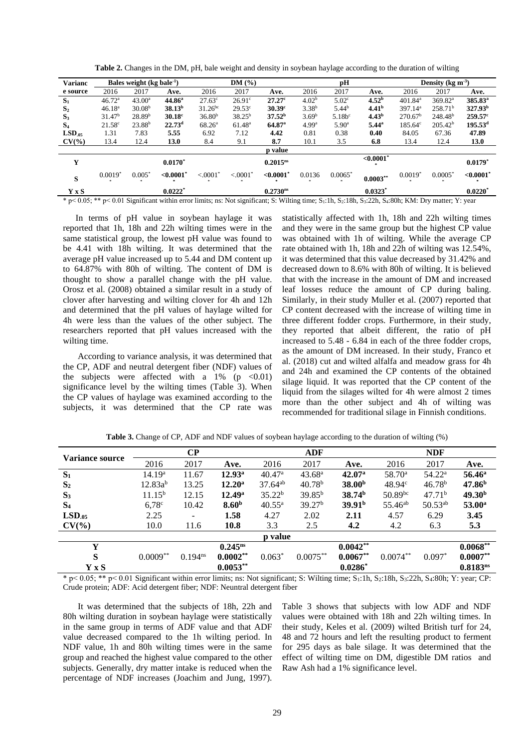**Table 2.** Changes in the DM, pH, bale weight and density in soybean haylage according to the duration of wilting

| Variance source | Bales weight (kg bale$^{-1}$) | | | DM (%) | | | pH | | | Density (kg m$^{-3}$) | | |
|---|---|---|---|---|---|---|---|---|---|---|---|---|
| | 2016 | 2017 | Ave. | 2016 | 2017 | Ave. | 2016 | 2017 | Ave. | 2016 | 2017 | Ave. |
| $S_1$ | 46.72$^a$ | 43.00$^a$ | **44.86$^a$** | 27.63$^c$ | 26.91$^c$ | **27.27$^c$** | 4.02$^b$ | 5.02$^c$ | **4.52$^b$** | 401.84$^a$ | 369.82$^a$ | **385.83$^a$** |
| $S_2$ | 46.18$^a$ | 30.08$^b$ | **38.13$^b$** | 31.26$^{bc}$ | 29.53$^c$ | **30.39$^c$** | 3.38$^b$ | 5.44$^b$ | **4.41$^b$** | 397.14$^a$ | 258.71$^b$ | **327.93$^b$** |
| $S_3$ | 31.47$^b$ | 28.89$^b$ | **30.18$^c$** | 36.80$^b$ | 38.25$^b$ | **37.52$^b$** | 3.69$^b$ | 5.18b$^c$ | **4.43$^b$** | 270.67$^b$ | 248.48$^b$ | **259.57$^c$** |
| $S_4$ | 21.58$^c$ | 23.88$^b$ | **22.73$^d$** | 68.26$^a$ | 61.48$^a$ | **64.87$^a$** | 4.99$^a$ | 5.90$^a$ | **5.44$^a$** | 185.64$^c$ | 205.42$^b$ | **195.53$^d$** |
| $LSD_{.05}$ | 1.31 | 7.83 | **5.55** | 6.92 | 7.12 | **4.42** | 0.81 | 0.38 | **0.40** | 84.05 | 67.36 | **47.89** |
| CV(%) | 13.4 | 12.4 | **13.0** | 8.4 | 9.1 | **8.7** | 10.1 | 3.5 | **6.8** | 13.4 | 12.4 | **13.0** |
| | | | | | | **p value** | | | | | | |
| Y | | | **0.0170$^*$** | | | **0.2015$^{ns}$** | | | **<0.0001$^{**}$** | | | **0.0179$^*$** |
| S | 0.0019$^{**}$ | 0.005$^{**}$ | **<0.0001$^{**}$** | <.0001$^{**}$ | <.0001$^{**}$ | **<0.0001$^{**}$** | 0.0136$^*$ | 0.0065$^{**}$ | **0.0003$^{**}$** | 0.0019$^{**}$ | 0.0005$^{**}$ | **<0.0001$^{**}$** |
| Y x S | | | **0.0222$^*$** | | | **0.2730$^{ns}$** | | | **0.0323$^*$** | | | **0.0220$^*$** |

* $p < 0.05$; ** $p < 0.01$ Significant within error limits; ns: Not significant; S: Wilting time; $S_1$:1h, $S_2$:18h, $S_3$:22h, $S_4$:80h; KM: Dry matter; Y: year

In terms of pH value in soybean haylage it was reported that 1h, 18h and 22h wilting times were in the same statistical group, the lowest pH value was found to be 4.41 with 18h wilting. It was determined that the average pH value increased up to 5.44 and DM content up to 64.87% with 80h of wilting. The content of DM is thought to show a parallel change with the pH value. Orosz et al. (2008) obtained a similar result in a study of clover after harvesting and wilting clover for 4h and 12h and determined that the pH values of haylage wilted for 4h were less than the values of the other subject. The researchers reported that pH values increased with the wilting time.

According to variance analysis, it was determined that the CP, ADF and neutral detergent fiber (NDF) values of the subjects were affected with a 1% ($p < 0.01$) significance level by the wilting times (Table 3). When the CP values of haylage was examined according to the subjects, it was determined that the CP rate was statistically affected with 1h, 18h and 22h wilting times and they were in the same group but the highest CP value was obtained with 1h of wilting. While the average CP rate obtained with 1h, 18h and 22h of wilting was 12.54%, it was determined that this value decreased by 31.42% and decreased down to 8.6% with 80h of wilting. It is believed that with the increase in the amount of DM and increased leaf losses reduce the amount of CP during baling. Similarly, in their study Muller et al. (2007) reported that CP content decreased with the increase of wilting time in three different fodder crops. Furthermore, in their study, they reported that albeit different, the ratio of pH increased to 5.48 - 6.84 in each of the three fodder crops, as the amount of DM increased. In their study, Franco et al. (2018) cut and wilted alfalfa and meadow grass for 4h and 24h and examined the CP contents of the obtained silage liquid. It was reported that the CP content of the liquid from the silages wilted for 4h were almost 2 times more than the other subject and 4h of wilting was recommended for traditional silage in Finnish conditions.

**Table 3.** Change of CP, ADF and NDF values of soybean haylage according to the duration of wilting (%)

| Variance source | CP | | | ADF | | | NDF | | |
|---|---|---|---|---|---|---|---|---|---|
| | 2016 | 2017 | Ave. | 2016 | 2017 | Ave. | 2016 | 2017 | Ave. |
| $S_1$ | 14.19$^a$ | 11.67 | **12.93$^a$** | 40.47$^a$ | 43.68$^a$ | **42.07$^a$** | 58.70$^a$ | 54.22$^a$ | **56.46$^a$** |
| $S_2$ | 12.83a$^b$ | 13.25 | **12.20$^a$** | 37.64$^{ab}$ | 40.78$^b$ | **38.00$^b$** | 48.94$^c$ | 46.78$^b$ | **47.86$^b$** |
| $S_3$ | 11.15$^b$ | 12.15 | **12.49$^a$** | 35.22$^b$ | 39.85$^b$ | **38.74$^b$** | 50.89$^{bc}$ | 47.71$^b$ | **49.30$^b$** |
| $S_4$ | 6,78$^c$ | 10.42 | **8.60$^b$** | 40.55$^a$ | 39.27$^b$ | **39.91$^b$** | 55.46$^{ab}$ | 50.53$^{ab}$ | **53.00$^a$** |
| $LSD_{.05}$ | 2.25 | - | **1.58** | 4.27 | 2.02 | **2.11** | 4.57 | 6.29 | **3.45** |
| CV(%) | 10.0 | 11.6 | **10.8** | 3.3 | 2.5 | **4.2** | 4.2 | 6.3 | **5.3** |
| | | | | | **p value** | | | | |
| Y | | | **0.245$^{ns}$** | | | **0.0042$^{**}$** | | | **0.0068$^{**}$** |
| S | 0.0009$^{**}$ | 0.194$^{ns}$ | **0.0002$^{**}$** | 0.063$^*$ | 0.0075$^{**}$ | **0.0067$^{**}$** | 0.0074$^{**}$ | 0.097$^*$ | **0.0007$^{**}$** |
| Y x S | | | **0.0053$^{**}$** | | | **0.0286$^*$** | | | **0.8183$^{ns}$** |

* $p < 0.05$; ** $p < 0.01$ Significant within error limits; ns: Not significant; S: Wilting time; $S_1$:1h, $S_2$:18h, $S_3$:22h, $S_4$:80h; Y: year; CP: Crude protein; ADF: Acid detergent fiber; NDF: Neuntral detergent fiber

It was determined that the subjects of 18h, 22h and 80h wilting duration in soybean haylage were statistically in the same group in terms of ADF value and that ADF value decreased compared to the 1h wilting period. In NDF value, 1h and 80h wilting times were in the same group and reached the highest value compared to the other subjects. Generally, dry matter intake is reduced when the percentage of NDF increases (Joachim and Jung, 1997). Table 3 shows that subjects with low ADF and NDF values were obtained with 18h and 22h wilting times. In their study, Keles et al. (2009) wilted British turf for 24, 48 and 72 hours and left the resulting product to ferment for 295 days as bale silage. It was determined that the effect of wilting time on DM, digestible DM ratios and Raw Ash had a 1% significance level.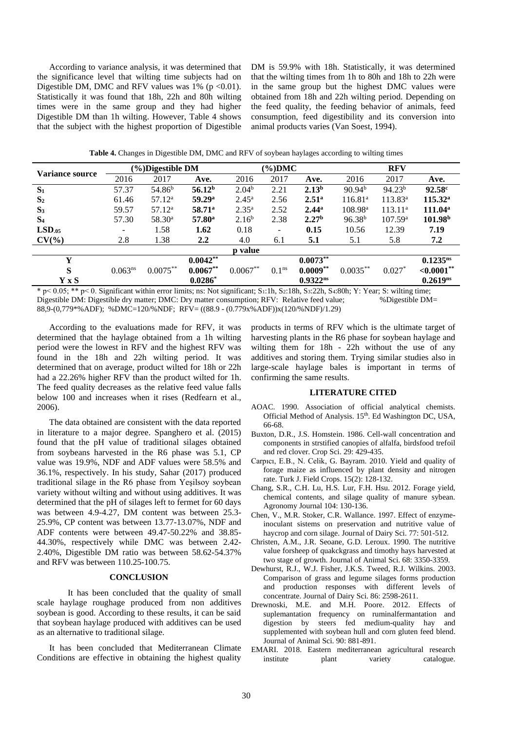According to variance analysis, it was determined that the significance level that wilting time subjects had on Digestible DM, DMC and RFV values was 1% ($p < 0.01$). Statistically it was found that 18h, 22h and 80h wilting times were in the same group and they had higher Digestible DM than 1h wilting. However, Table 4 shows that the subject with the highest proportion of Digestible DM is 59.9% with 18h. Statistically, it was determined that the wilting times from 1h to 80h and 18h to 22h were in the same group but the highest DMC values were obtained from 18h and 22h wilting period. Depending on the feed quality, the feeding behavior of animals, feed consumption, feed digestibility and its conversion into animal products varies (Van Soest, 1994).

**Table 4.** Changes in Digestible DM, DMC and RFV of soybean haylages according to wilting times

| Variance source | (%)Digestible DM | | | (%)DMC | | | RFV | | |
|---|---|---|---|---|---|---|---|---|---|
| | 2016 | 2017 | Ave. | 2016 | 2017 | Ave. | 2016 | 2017 | Ave. |
| $S_1$ | 57.37 | $54.86^b$ | $\mathbf{56.12^b}$ | $2.04^b$ | 2.21 | $\mathbf{2.13^b}$ | $90.94^b$ | $94.23^b$ | $\mathbf{92.58^c}$ |
| $S_2$ | 61.46 | $57.12^a$ | $\mathbf{59.29^a}$ | $2.45^a$ | 2.56 | $\mathbf{2.51^a}$ | $116.81^a$ | $113.83^a$ | $\mathbf{115.32^a}$ |
| $S_3$ | 59.57 | $57.12^a$ | $\mathbf{58.71^a}$ | $2.35^a$ | 2.52 | $\mathbf{2.44^a}$ | $108.98^a$ | $113.11^a$ | $\mathbf{111.04^a}$ |
| $S_4$ | 57.30 | $58.30^a$ | $\mathbf{57.80^a}$ | $2.16^b$ | 2.38 | $\mathbf{2.27^b}$ | $96.38^b$ | $107.59^a$ | $\mathbf{101.98^b}$ |
| $LSD_{.05}$ | - | 1.58 | **1.62** | 0.18 | - | **0.15** | 10.56 | 12.39 | 7.19 |
| **CV(%)** | 2.8 | 1.38 | **2.2** | 4.0 | 6.1 | **5.1** | 5.1 | 5.8 | **7.2** |
| | | | | **p value** | | | | | |
| **Y** | | | $\mathbf{0.0042^{**}}$ | | | $\mathbf{0.0073^{**}}$ | | | $\mathbf{0.1235^{ns}}$ |
| **S** | $0.063^{ns}$ | $0.0075^{**}$ | $\mathbf{0.0067^{**}}$ | $0.0067^{**}$ | $0.1^{ns}$ | $\mathbf{0.0009^{**}}$ | $0.0035^{**}$ | $0.027^{*}$ | $\mathbf{<0.0001^{**}}$ |
| **Y x S** | | | $\mathbf{0.0286^{*}}$ | | | $\mathbf{0.9322^{ns}}$ | | | $\mathbf{0.2619^{ns}}$ |

\* p< 0.05; \*\* p< 0. Significant within error limits; ns: Not significant; $S_1$:1h, $S_2$:18h, $S_3$:22h, $S_4$:80h; Y: Year; S: wilting time; Digestible DM: Digestible dry matter; DMC: Dry matter consumption; RFV: Relative feed value; %Digestible DM= 88,9-(0,779*%ADF); %DMC=120/%NDF; RFV= ((88.9 - (0.779x%ADF))x(120/%NDF)/1.29)

According to the evaluations made for RFV, it was determined that the haylage obtained from a 1h wilting period were the lowest in RFV and the highest RFV was found in the 18h and 22h wilting period. It was determined that on average, product wilted for 18h or 22h had a 22.26% higher RFV than the product wilted for 1h. The feed quality decreases as the relative feed value falls below 100 and increases when it rises (Redfearn et al., 2006).

The data obtained are consistent with the data reported in literature to a major degree. Spanghero et al. (2015) found that the pH value of traditional silages obtained from soybeans harvested in the R6 phase was 5.1, CP value was 19.9%, NDF and ADF values were 58.5% and 36.1%, respectively. In his study, Sahar (2017) produced traditional silage in the R6 phase from Yeşilsoy soybean variety without wilting and without using additives. It was determined that the pH of silages left to fermet for 60 days was between 4.9-4.27, DM content was between 25.3-25.9%, CP content was between 13.77-13.07%, NDF and ADF contents were between 49.47-50.22% and 38.85-44.30%, respectively while DMC was between 2.42-2.40%, Digestible DM ratio was between 58.62-54.37% and RFV was between 110.25-100.75.

## CONCLUSION

It has been concluded that the quality of small scale haylage roughage produced from non additives soybean is good. According to these results, it can be said that soybean haylage produced with additives can be used as an alternative to traditional silage.

It has been concluded that Mediterranean Climate Conditions are effective in obtaining the highest quality products in terms of RFV which is the ultimate target of harvesting plants in the R6 phase for soybean haylage and wilting them for 18h - 22h without the use of any additives and storing them. Trying similar studies also in large-scale haylage bales is important in terms of confirming the same results.

## LITERATURE CITED

AOAC. 1990. Association of official analytical chemists. Official Method of Analysis. 15th. Ed Washington DC, USA, 66-68.

Buxton, D.R., J.S. Homstein. 1986. Cell-wall concentration and components in strstified canopies of alfalfa, birdsfood trefoil and red clover. Crop Sci. 29: 429-435.

Carpıcı, E.B., N. Celik, G. Bayram. 2010. Yield and quality of forage maize as influenced by plant density and nitrogen rate. Turk J. Field Crops. 15(2): 128-132.

Chang, S.R., C.H. Lu, H.S. Lur, F.H. Hsu. 2012. Forage yield, chemical contents, and silage quality of manure sybean. Agronomy Journal 104: 130-136.

Chen, V., M.R. Stoker, C.R. Wallance. 1997. Effect of enzyme-inoculant sistems on preservation and nutritive value of haycrop and corn silage. Journal of Dairy Sci. 77: 501-512.

Christen, A.M., J.R. Seoane, G.D. Leroux. 1990. The nutritive value forsheep of quakckgrass and timothy hays harvested at two stage of growth. Journal of Animal Sci. 68: 3350-3359.

Dewhurst, R.J., W.J. Fisher, J.K.S. Tweed, R.J. Wilkins. 2003. Comparison of grass and legume silages forms production and production responses with different levels of concentrate. Journal of Dairy Sci. 86: 2598-2611.

Drewnoski, M.E. and M.H. Poore. 2012. Effects of suplemantation frequency on ruminalfermantation and digestion by steers fed medium-quality hay and supplemented with soybean hull and corn gluten feed blend. Journal of Animal Sci. 90: 881-891.

EMARI. 2018. Eastern mediterranean agricultural research institute plant variety catalogue.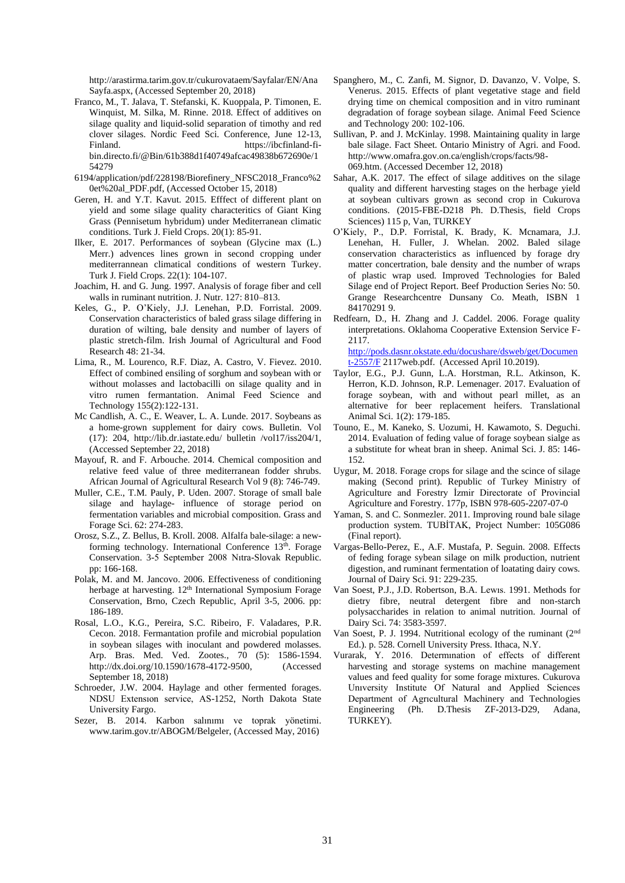http://arastirma.tarim.gov.tr/cukurovataem/Sayfalar/EN/AnaSayfa.aspx, (Accessed September 20, 2018)

Franco, M., T. Jalava, T. Stefanski, K. Kuoppala, P. Timonen, E. Winquist, M. Silka, M. Rinne. 2018. Effect of additives on silage quality and liquid-solid separation of timothy and red clover silages. Nordic Feed Sci. Conference, June 12-13, Finland. https://ibcfinland-fi-bin.directo.fi/@Bin/61b388d1f40749afcac49838b672690e/154279

6194/application/pdf/228198/Biorefinery_NFSC2018_Franco%20et%20al_PDF.pdf, (Accessed October 15, 2018)

Geren, H. and Y.T. Kavut. 2015. Efffect of different plant on yield and some silage quality characteritics of Giant King Grass (Pennisetum hybridum) under Mediterranean climatic conditions. Turk J. Field Crops. 20(1): 85-91.

Ilker, E. 2017. Performances of soybean (Glycine max (L.) Merr.) advences lines grown in second cropping under mediterrannean climatical conditions of western Turkey. Turk J. Field Crops. 22(1): 104-107.

Joachim, H. and G. Jung. 1997. Analysis of forage fiber and cell walls in ruminant nutrition. J. Nutr. 127: 810–813.

Keles, G., P. O'Kiely, J.J. Lenehan, P.D. Forristal. 2009. Conservation characteristics of baled grass silage differing in duration of wilting, bale density and number of layers of plastic stretch-film. Irish Journal of Agricultural and Food Research 48: 21-34.

Lima, R., M. Lourenco, R.F. Diaz, A. Castro, V. Fievez. 2010. Effect of combined ensiling of sorghum and soybean with or without molasses and lactobacilli on silage quality and in vitro rumen fermantation. Animal Feed Science and Technology 155(2):122-131.

Mc Candlish, A. C., E. Weaver, L. A. Lunde. 2017. Soybeans as a home-grown supplement for dairy cows. Bulletin. Vol (17): 204, http://lib.dr.iastate.edu/ bulletin /vol17/iss204/1, (Accessed September 22, 2018)

Mayouf, R. and F. Arbouche. 2014. Chemical composition and relative feed value of three mediterranean fodder shrubs. African Journal of Agricultural Research Vol 9 (8): 746-749.

Muller, C.E., T.M. Pauly, P. Uden. 2007. Storage of small bale silage and haylage- influence of storage period on fermentation variables and microbial composition. Grass and Forage Sci. 62: 274-283.

Orosz, S.Z., Z. Bellus, B. Kroll. 2008. Alfalfa bale-silage: a new-forming technology. International Conference 13th. Forage Conservation. 3-5 September 2008 Nıtra-Slovak Republic. pp: 166-168.

Polak, M. and M. Jancovo. 2006. Effectiveness of conditioning herbage at harvesting. 12th International Symposium Forage Conservation, Brno, Czech Republic, April 3-5, 2006. pp: 186-189.

Rosal, L.O., K.G., Pereira, S.C. Ribeiro, F. Valadares, P.R. Cecon. 2018. Fermantation profile and microbial population in soybean silages with inoculant and powdered molasses. Arp. Bras. Med. Ved. Zootes., 70 (5): 1586-1594. http://dx.doi.org/10.1590/1678-4172-9500, (Accessed September 18, 2018)

Schroeder, J.W. 2004. Haylage and other fermented forages. NDSU Extensıon service, AS-1252, North Dakota State University Fargo.

Sezer, B. 2014. Karbon salınımı ve toprak yönetimi. www.tarim.gov.tr/ABOGM/Belgeler, (Accessed May, 2016)

Spanghero, M., C. Zanfi, M. Signor, D. Davanzo, V. Volpe, S. Venerus. 2015. Effects of plant vegetative stage and field drying time on chemical composition and in vitro ruminant degradation of forage soybean silage. Animal Feed Science and Technology 200: 102-106.

Sullivan, P. and J. McKinlay. 1998. Maintaining quality in large bale silage. Fact Sheet. Ontario Ministry of Agri. and Food. http://www.omafra.gov.on.ca/english/crops/facts/98-069.htm. (Accessed December 12, 2018)

Sahar, A.K. 2017. The effect of silage additives on the silage quality and different harvesting stages on the herbage yield at soybean cultivars grown as second crop in Cukurova conditions. (2015-FBE-D218 Ph. D.Thesis, field Crops Sciences) 115 p, Van, TURKEY

O'Kiely, P., D.P. Forristal, K. Brady, K. Mcnamara, J.J. Lenehan, H. Fuller, J. Whelan. 2002. Baled silage conservation characteristics as influenced by forage dry matter concertration, bale density and the number of wraps of plastic wrap used. Improved Technologies for Baled Silage end of Project Report. Beef Production Series No: 50. Grange Researchcentre Dunsany Co. Meath, ISBN 1 84170291 9.

Redfearn, D., H. Zhang and J. Caddel. 2006. Forage quality interpretations. Oklahoma Cooperative Extension Service F-2117. http://pods.dasnr.okstate.edu/docushare/dsweb/get/Document-2557/F 2117web.pdf. (Accessed April 10.2019).

Taylor, E.G., P.J. Gunn, L.A. Horstman, R.L. Atkinson, K. Herron, K.D. Johnson, R.P. Lemenager. 2017. Evaluation of forage soybean, with and without pearl millet, as an alternative for beer replacement heifers. Translational Animal Sci. 1(2): 179-185.

Touno, E., M. Kaneko, S. Uozumi, H. Kawamoto, S. Deguchi. 2014. Evaluation of feding value of forage soybean sialge as a substitute for wheat bran in sheep. Animal Sci. J. 85: 146-152.

Uygur, M. 2018. Forage crops for silage and the scince of silage making (Second print). Republic of Turkey Ministry of Agriculture and Forestry İzmir Directorate of Provincial Agriculture and Forestry. 177p, ISBN 978-605-2207-07-0

Yaman, S. and C. Sonmezler. 2011. Improving round bale silage production system. TUBİTAK, Project Number: 105G086 (Final report).

Vargas-Bello-Perez, E., A.F. Mustafa, P. Seguin. 2008. Effects of feding forage sybean silage on milk production, nutrient digestion, and ruminant fermentation of loatating dairy cows. Journal of Dairy Sci. 91: 229-235.

Van Soest, P.J., J.D. Robertson, B.A. Lewıs. 1991. Methods for dietry fibre, neutral detergent fibre and non-starch polysaccharides in relation to animal nutrition. Journal of Dairy Sci. 74: 3583-3597.

Van Soest, P. J. 1994. Nutritional ecology of the ruminant (2nd Ed.). p. 528. Cornell University Press. Ithaca, N.Y.

Vurarak, Y. 2016. Determınation of effects of different harvesting and storage systems on machine management values and feed quality for some forage mixtures. Cukurova Unıversity Institute Of Natural and Applied Sciences Department of Agrıcultural Machinery and Technologies Engineering (Ph. D.Thesis ZF-2013-D29, Adana, TURKEY).